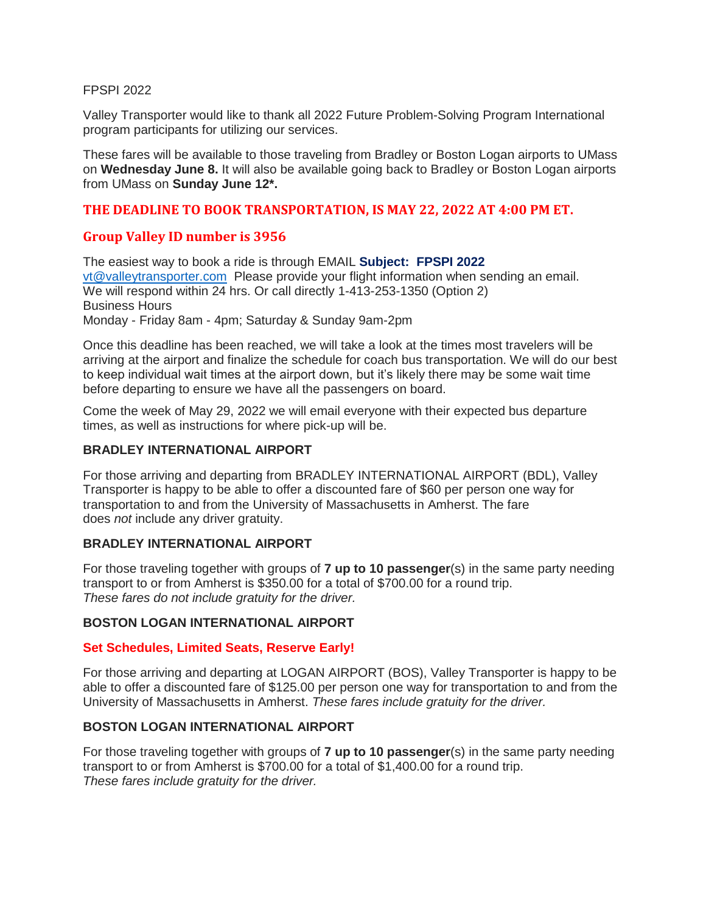FPSPI 2022

Valley Transporter would like to thank all 2022 Future Problem-Solving Program International program participants for utilizing our services.

These fares will be available to those traveling from Bradley or Boston Logan airports to UMass on **Wednesday June 8.** It will also be available going back to Bradley or Boston Logan airports from UMass on **Sunday June 12*.**

## THE DEADLINE TO BOOK TRANSPORTATION, IS MAY 22, 2022 AT 4:00 PM ET.

## Group Valley ID number is 3956

The easiest way to book a ride is through EMAIL **Subject: FPSPI 2022**
vt@valleytransporter.com Please provide your flight information when sending an email.
We will respond within 24 hrs. Or call directly 1-413-253-1350 (Option 2)
Business Hours
Monday - Friday 8am - 4pm; Saturday & Sunday 9am-2pm

Once this deadline has been reached, we will take a look at the times most travelers will be arriving at the airport and finalize the schedule for coach bus transportation. We will do our best to keep individual wait times at the airport down, but it's likely there may be some wait time before departing to ensure we have all the passengers on board.

Come the week of May 29, 2022 we will email everyone with their expected bus departure times, as well as instructions for where pick-up will be.

### BRADLEY INTERNATIONAL AIRPORT

For those arriving and departing from BRADLEY INTERNATIONAL AIRPORT (BDL), Valley Transporter is happy to be able to offer a discounted fare of $60 per person one way for transportation to and from the University of Massachusetts in Amherst. The fare does *not* include any driver gratuity.

### BRADLEY INTERNATIONAL AIRPORT

For those traveling together with groups of **7 up to 10 passenger**(s) in the same party needing transport to or from Amherst is $350.00 for a total of $700.00 for a round trip.
*These fares do not include gratuity for the driver.*

### BOSTON LOGAN INTERNATIONAL AIRPORT

**Set Schedules, Limited Seats, Reserve Early!**

For those arriving and departing at LOGAN AIRPORT (BOS), Valley Transporter is happy to be able to offer a discounted fare of $125.00 per person one way for transportation to and from the University of Massachusetts in Amherst. *These fares include gratuity for the driver.*

### BOSTON LOGAN INTERNATIONAL AIRPORT

For those traveling together with groups of **7 up to 10 passenger**(s) in the same party needing transport to or from Amherst is $700.00 for a total of $1,400.00 for a round trip.
*These fares include gratuity for the driver.*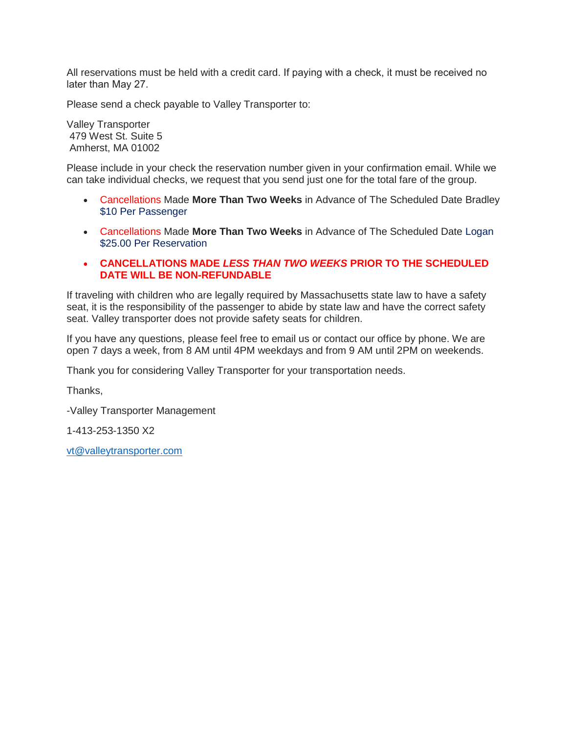All reservations must be held with a credit card. If paying with a check, it must be received no later than May 27.

Please send a check payable to Valley Transporter to:

Valley Transporter
479 West St. Suite 5
Amherst, MA 01002

Please include in your check the reservation number given in your confirmation email. While we can take individual checks, we request that you send just one for the total fare of the group.

- Cancellations Made **More Than Two Weeks** in Advance of The Scheduled Date Bradley $10 Per Passenger
- Cancellations Made **More Than Two Weeks** in Advance of The Scheduled Date Logan $25.00 Per Reservation
- **CANCELLATIONS MADE *LESS THAN TWO WEEKS* PRIOR TO THE SCHEDULED DATE WILL BE NON-REFUNDABLE**

If traveling with children who are legally required by Massachusetts state law to have a safety seat, it is the responsibility of the passenger to abide by state law and have the correct safety seat. Valley transporter does not provide safety seats for children.

If you have any questions, please feel free to email us or contact our office by phone. We are open 7 days a week, from 8 AM until 4PM weekdays and from 9 AM until 2PM on weekends.

Thank you for considering Valley Transporter for your transportation needs.

Thanks,

-Valley Transporter Management

1-413-253-1350 X2

vt@valleytransporter.com